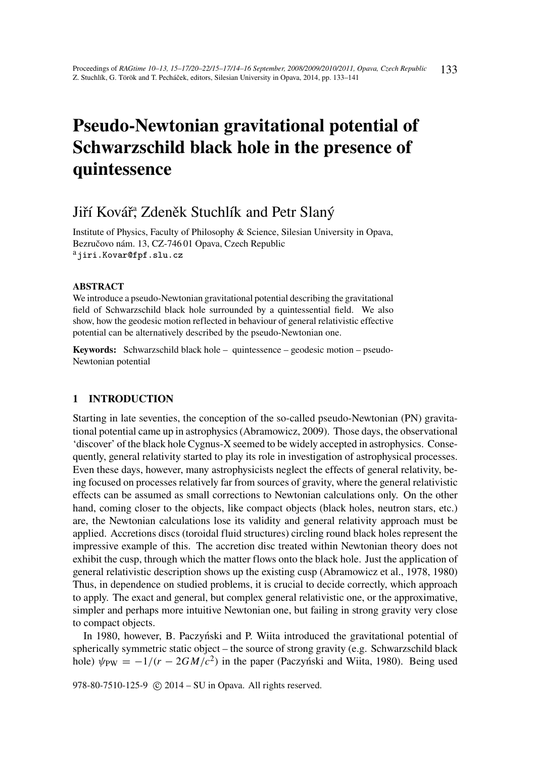# Pseudo-Newtonian gravitational potential of Schwarzschild black hole in the presence of quintessence

Jiří Kovář[a], Zdeněk Stuchlík and Petr Slaný

Institute of Physics, Faculty of Philosophy & Science, Silesian University in Opava, Bezručovo nám. 13, CZ-746 01 Opava, Czech Republic
[a] jiri.Kovar@fpf.slu.cz

## ABSTRACT

We introduce a pseudo-Newtonian gravitational potential describing the gravitational field of Schwarzschild black hole surrounded by a quintessential field. We also show, how the geodesic motion reflected in behaviour of general relativistic effective potential can be alternatively described by the pseudo-Newtonian one.

**Keywords:** Schwarzschild black hole – quintessence – geodesic motion – pseudo-Newtonian potential

## 1 INTRODUCTION

Starting in late seventies, the conception of the so-called pseudo-Newtonian (PN) gravitational potential came up in astrophysics (Abramowicz, 2009). Those days, the observational 'discover' of the black hole Cygnus-X seemed to be widely accepted in astrophysics. Consequently, general relativity started to play its role in investigation of astrophysical processes. Even these days, however, many astrophysicists neglect the effects of general relativity, being focused on processes relatively far from sources of gravity, where the general relativistic effects can be assumed as small corrections to Newtonian calculations only. On the other hand, coming closer to the objects, like compact objects (black holes, neutron stars, etc.) are, the Newtonian calculations lose its validity and general relativity approach must be applied. Accretions discs (toroidal fluid structures) circling round black holes represent the impressive example of this. The accretion disc treated within Newtonian theory does not exhibit the cusp, through which the matter flows onto the black hole. Just the application of general relativistic description shows up the existing cusp (Abramowicz et al., 1978, 1980) Thus, in dependence on studied problems, it is crucial to decide correctly, which approach to apply. The exact and general, but complex general relativistic one, or the approximative, simpler and perhaps more intuitive Newtonian one, but failing in strong gravity very close to compact objects.

In 1980, however, B. Paczyński and P. Wiita introduced the gravitational potential of spherically symmetric static object – the source of strong gravity (e.g. Schwarzschild black hole) $\psi_{\mathrm{PW}} = -1/(r - 2GM/c^2)$ in the paper (Paczyński and Wiita, 1980). Being used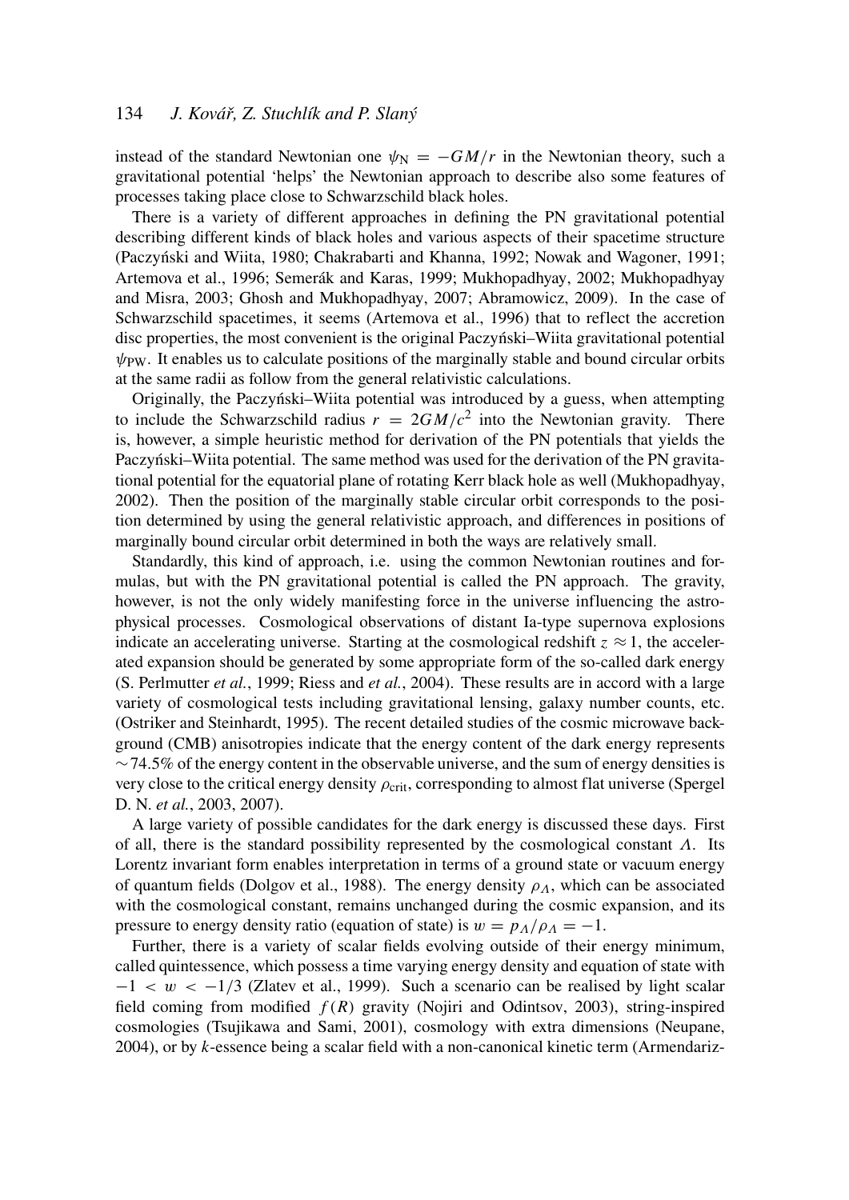instead of the standard Newtonian one $\psi_{\rm N} = -GM/r$ in the Newtonian theory, such a gravitational potential 'helps' the Newtonian approach to describe also some features of processes taking place close to Schwarzschild black holes.

There is a variety of different approaches in defining the PN gravitational potential describing different kinds of black holes and various aspects of their spacetime structure (Paczyński and Wiita, 1980; Chakrabarti and Khanna, 1992; Nowak and Wagoner, 1991; Artemova et al., 1996; Semerák and Karas, 1999; Mukhopadhyay, 2002; Mukhopadhyay and Misra, 2003; Ghosh and Mukhopadhyay, 2007; Abramowicz, 2009). In the case of Schwarzschild spacetimes, it seems (Artemova et al., 1996) that to reflect the accretion disc properties, the most convenient is the original Paczyński–Wiita gravitational potential $\psi_{\rm PW}$. It enables us to calculate positions of the marginally stable and bound circular orbits at the same radii as follow from the general relativistic calculations.

Originally, the Paczyński–Wiita potential was introduced by a guess, when attempting to include the Schwarzschild radius $r = 2GM/c^2$ into the Newtonian gravity. There is, however, a simple heuristic method for derivation of the PN potentials that yields the Paczyński–Wiita potential. The same method was used for the derivation of the PN gravitational potential for the equatorial plane of rotating Kerr black hole as well (Mukhopadhyay, 2002). Then the position of the marginally stable circular orbit corresponds to the position determined by using the general relativistic approach, and differences in positions of marginally bound circular orbit determined in both the ways are relatively small.

Standardly, this kind of approach, i.e. using the common Newtonian routines and formulas, but with the PN gravitational potential is called the PN approach. The gravity, however, is not the only widely manifesting force in the universe influencing the astrophysical processes. Cosmological observations of distant Ia-type supernova explosions indicate an accelerating universe. Starting at the cosmological redshift $z \approx 1$, the accelerated expansion should be generated by some appropriate form of the so-called dark energy (S. Perlmutter *et al.*, 1999; Riess and *et al.*, 2004). These results are in accord with a large variety of cosmological tests including gravitational lensing, galaxy number counts, etc. (Ostriker and Steinhardt, 1995). The recent detailed studies of the cosmic microwave background (CMB) anisotropies indicate that the energy content of the dark energy represents $\sim 74.5\%$ of the energy content in the observable universe, and the sum of energy densities is very close to the critical energy density $\rho_{\rm crit}$, corresponding to almost flat universe (Spergel D. N. *et al.*, 2003, 2007).

A large variety of possible candidates for the dark energy is discussed these days. First of all, there is the standard possibility represented by the cosmological constant $\Lambda$. Its Lorentz invariant form enables interpretation in terms of a ground state or vacuum energy of quantum fields (Dolgov et al., 1988). The energy density $\rho_\Lambda$, which can be associated with the cosmological constant, remains unchanged during the cosmic expansion, and its pressure to energy density ratio (equation of state) is $w = p_\Lambda/\rho_\Lambda = -1$.

Further, there is a variety of scalar fields evolving outside of their energy minimum, called quintessence, which possess a time varying energy density and equation of state with $-1 < w < -1/3$ (Zlatev et al., 1999). Such a scenario can be realised by light scalar field coming from modified $f(R)$ gravity (Nojiri and Odintsov, 2003), string-inspired cosmologies (Tsujikawa and Sami, 2001), cosmology with extra dimensions (Neupane, 2004), or by $k$-essence being a scalar field with a non-canonical kinetic term (Armendariz-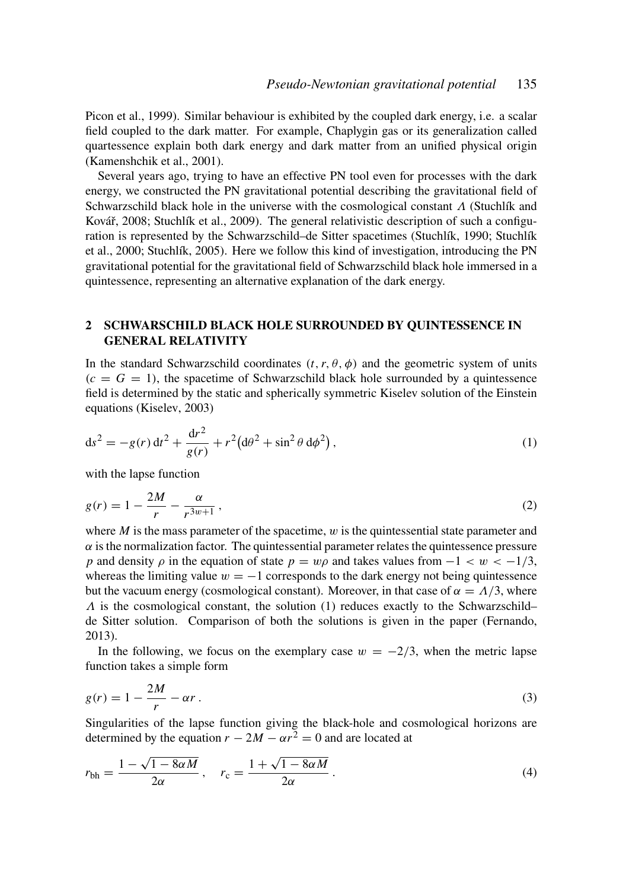Picon et al., 1999). Similar behaviour is exhibited by the coupled dark energy, i.e. a scalar field coupled to the dark matter. For example, Chaplygin gas or its generalization called quartessence explain both dark energy and dark matter from an unified physical origin (Kamenshchik et al., 2001).

Several years ago, trying to have an effective PN tool even for processes with the dark energy, we constructed the PN gravitational potential describing the gravitational field of Schwarzschild black hole in the universe with the cosmological constant $\Lambda$ (Stuchlík and Kovář, 2008; Stuchlík et al., 2009). The general relativistic description of such a configuration is represented by the Schwarzschild–de Sitter spacetimes (Stuchlík, 1990; Stuchlík et al., 2000; Stuchlík, 2005). Here we follow this kind of investigation, introducing the PN gravitational potential for the gravitational field of Schwarzschild black hole immersed in a quintessence, representing an alternative explanation of the dark energy.

## 2 SCHWARZSCHILD BLACK HOLE SURROUNDED BY QUINTESSENCE IN GENERAL RELATIVITY

In the standard Schwarzschild coordinates $(t, r, \theta, \phi)$ and the geometric system of units $(c = G = 1)$, the spacetime of Schwarzschild black hole surrounded by a quintessence field is determined by the static and spherically symmetric Kiselev solution of the Einstein equations (Kiselev, 2003)

$$\mathrm{d}s^2 = -g(r)\,\mathrm{d}t^2 + \frac{\mathrm{d}r^2}{g(r)} + r^2\left(\mathrm{d}\theta^2 + \sin^2\theta\,\mathrm{d}\phi^2\right), \tag{1}$$

with the lapse function

$$g(r) = 1 - \frac{2M}{r} - \frac{\alpha}{r^{3w+1}}, \tag{2}$$

where $M$ is the mass parameter of the spacetime, $w$ is the quintessential state parameter and $\alpha$ is the normalization factor. The quintessential parameter relates the quintessence pressure $p$ and density $\rho$ in the equation of state $p = w\rho$ and takes values from $-1 < w < -1/3$, whereas the limiting value $w = -1$ corresponds to the dark energy not being quintessence but the vacuum energy (cosmological constant). Moreover, in that case of $\alpha = \Lambda/3$, where $\Lambda$ is the cosmological constant, the solution (1) reduces exactly to the Schwarzschild–de Sitter solution. Comparison of both the solutions is given in the paper (Fernando, 2013).

In the following, we focus on the exemplary case $w = -2/3$, when the metric lapse function takes a simple form

$$g(r) = 1 - \frac{2M}{r} - \alpha r\,. \tag{3}$$

Singularities of the lapse function giving the black-hole and cosmological horizons are determined by the equation $r - 2M - \alpha r^2 = 0$ and are located at

$$r_{\mathrm{bh}} = \frac{1 - \sqrt{1 - 8\alpha M}}{2\alpha}\,, \quad r_{\mathrm{c}} = \frac{1 + \sqrt{1 - 8\alpha M}}{2\alpha}\,. \tag{4}$$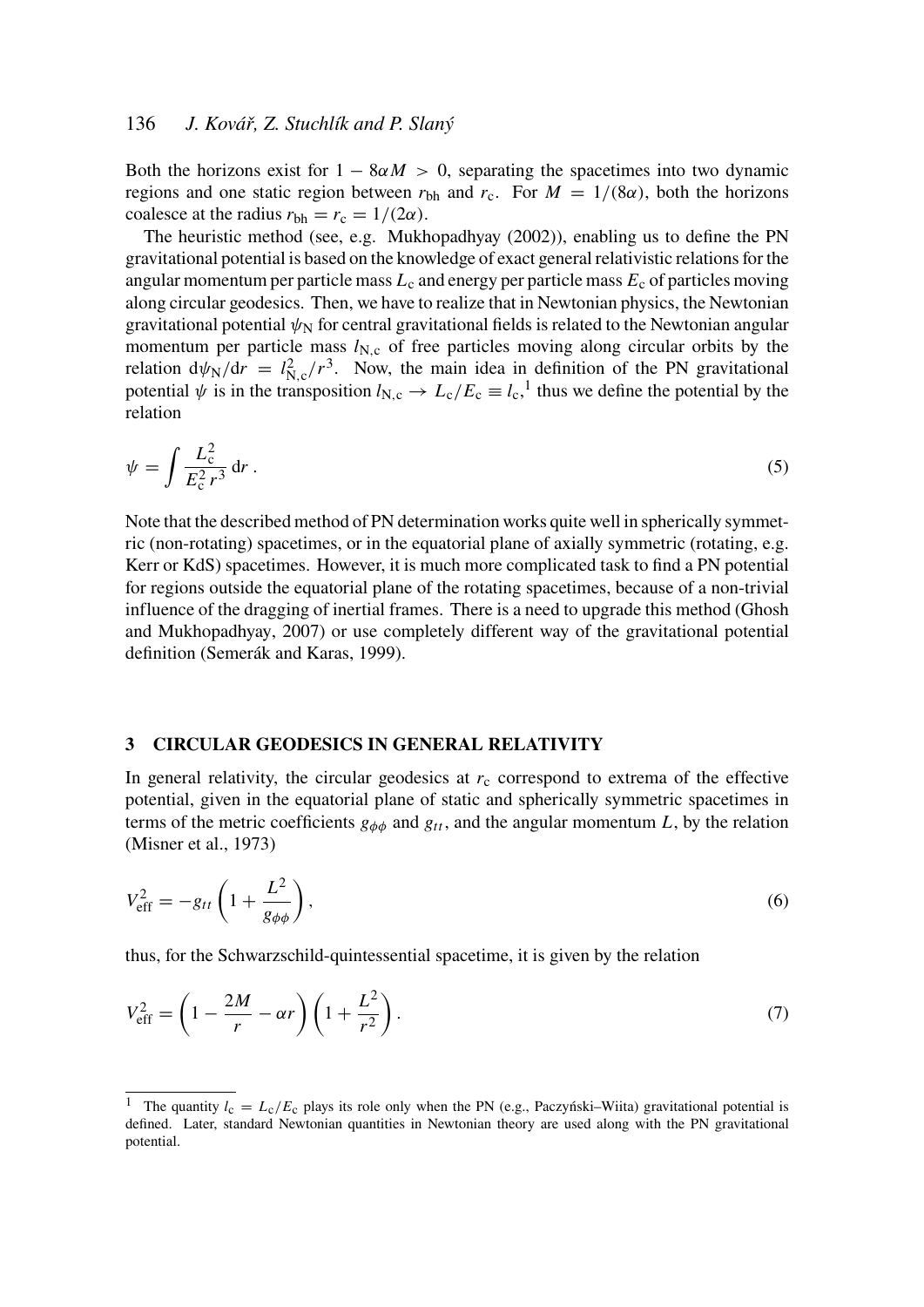Both the horizons exist for $1 - 8\alpha M > 0$, separating the spacetimes into two dynamic regions and one static region between $r_{\rm bh}$ and $r_{\rm c}$. For $M = 1/(8\alpha)$, both the horizons coalesce at the radius $r_{\rm bh} = r_{\rm c} = 1/(2\alpha)$.

The heuristic method (see, e.g. Mukhopadhyay (2002)), enabling us to define the PN gravitational potential is based on the knowledge of exact general relativistic relations for the angular momentum per particle mass $L_{\rm c}$ and energy per particle mass $E_{\rm c}$ of particles moving along circular geodesics. Then, we have to realize that in Newtonian physics, the Newtonian gravitational potential $\psi_{\rm N}$ for central gravitational fields is related to the Newtonian angular momentum per particle mass $l_{\rm N,c}$ of free particles moving along circular orbits by the relation $\mathrm{d}\psi_{\rm N}/\mathrm{d}r = l^2_{\rm N,c}/r^3$. Now, the main idea in definition of the PN gravitational potential $\psi$ is in the transposition $l_{\rm N,c} \rightarrow L_{\rm c}/E_{\rm c} \equiv l_{\rm c}$,[1] thus we define the potential by the relation

$$\psi = \int \frac{L_{\rm c}^2}{E_{\rm c}^2\, r^3}\, \mathrm{d}r\,. \tag{5}$$

Note that the described method of PN determination works quite well in spherically symmetric (non-rotating) spacetimes, or in the equatorial plane of axially symmetric (rotating, e.g. Kerr or KdS) spacetimes. However, it is much more complicated task to find a PN potential for regions outside the equatorial plane of the rotating spacetimes, because of a non-trivial influence of the dragging of inertial frames. There is a need to upgrade this method (Ghosh and Mukhopadhyay, 2007) or use completely different way of the gravitational potential definition (Semerák and Karas, 1999).

## 3 CIRCULAR GEODESICS IN GENERAL RELATIVITY

In general relativity, the circular geodesics at $r_{\rm c}$ correspond to extrema of the effective potential, given in the equatorial plane of static and spherically symmetric spacetimes in terms of the metric coefficients $g_{\phi\phi}$ and $g_{tt}$, and the angular momentum $L$, by the relation (Misner et al., 1973)

$$V_{\rm eff}^2 = -g_{tt}\left(1 + \frac{L^2}{g_{\phi\phi}}\right), \tag{6}$$

thus, for the Schwarzschild-quintessential spacetime, it is given by the relation

$$V_{\rm eff}^2 = \left(1 - \frac{2M}{r} - \alpha r\right)\left(1 + \frac{L^2}{r^2}\right). \tag{7}$$

---

[1] The quantity $l_{\rm c} = L_{\rm c}/E_{\rm c}$ plays its role only when the PN (e.g., Paczyński–Wiita) gravitational potential is defined. Later, standard Newtonian quantities in Newtonian theory are used along with the PN gravitational potential.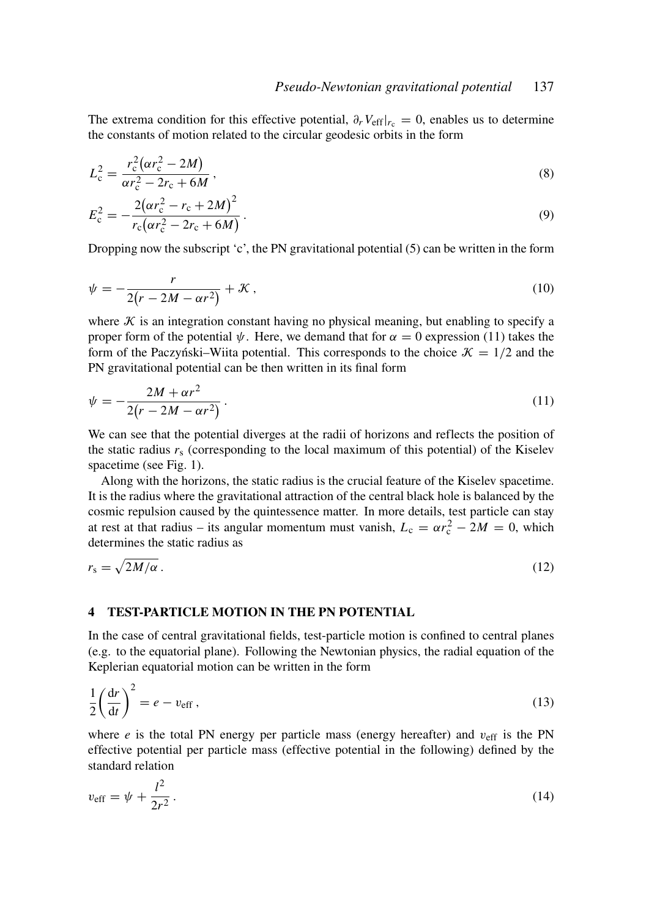The extrema condition for this effective potential, $\partial_r V_{\text{eff}}|_{r_c} = 0$, enables us to determine the constants of motion related to the circular geodesic orbits in the form

$$L_c^2 = \frac{r_c^2\left(\alpha r_c^2 - 2M\right)}{\alpha r_c^2 - 2r_c + 6M}\,, \tag{8}$$

$$E_c^2 = -\frac{2\left(\alpha r_c^2 - r_c + 2M\right)^2}{r_c\left(\alpha r_c^2 - 2r_c + 6M\right)}\,. \tag{9}$$

Dropping now the subscript 'c', the PN gravitational potential (5) can be written in the form

$$\psi = -\frac{r}{2\left(r - 2M - \alpha r^2\right)} + \mathcal{K}\,, \tag{10}$$

where $\mathcal{K}$ is an integration constant having no physical meaning, but enabling to specify a proper form of the potential $\psi$. Here, we demand that for $\alpha = 0$ expression (11) takes the form of the Paczyński–Wiita potential. This corresponds to the choice $\mathcal{K} = 1/2$ and the PN gravitational potential can be then written in its final form

$$\psi = -\frac{2M + \alpha r^2}{2\left(r - 2M - \alpha r^2\right)}\,. \tag{11}$$

We can see that the potential diverges at the radii of horizons and reflects the position of the static radius $r_s$ (corresponding to the local maximum of this potential) of the Kiselev spacetime (see Fig. 1).

Along with the horizons, the static radius is the crucial feature of the Kiselev spacetime. It is the radius where the gravitational attraction of the central black hole is balanced by the cosmic repulsion caused by the quintessence matter. In more details, test particle can stay at rest at that radius – its angular momentum must vanish, $L_c = \alpha r_c^2 - 2M = 0$, which determines the static radius as

$$r_s = \sqrt{2M/\alpha}\,. \tag{12}$$

## 4 TEST-PARTICLE MOTION IN THE PN POTENTIAL

In the case of central gravitational fields, test-particle motion is confined to central planes (e.g. to the equatorial plane). Following the Newtonian physics, the radial equation of the Keplerian equatorial motion can be written in the form

$$\frac{1}{2}\left(\frac{\mathrm{d}r}{\mathrm{d}t}\right)^2 = e - v_{\text{eff}}\,, \tag{13}$$

where $e$ is the total PN energy per particle mass (energy hereafter) and $v_{\text{eff}}$ is the PN effective potential per particle mass (effective potential in the following) defined by the standard relation

$$v_{\text{eff}} = \psi + \frac{l^2}{2r^2}\,. \tag{14}$$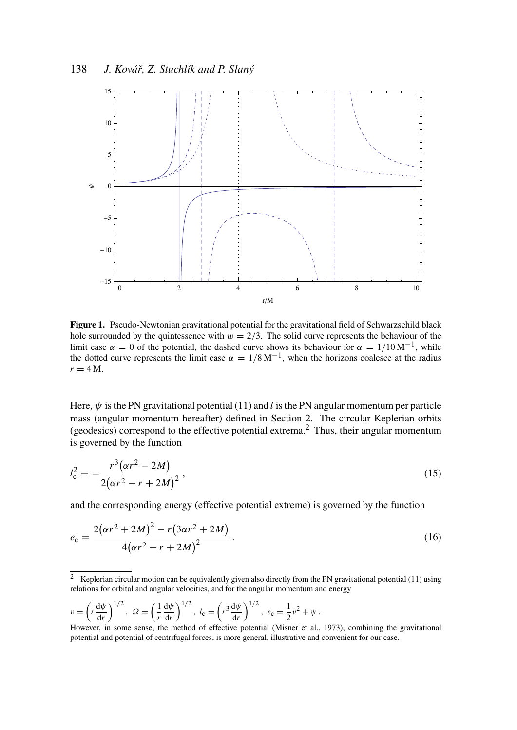**Figure 1.** Pseudo-Newtonian gravitational potential for the gravitational field of Schwarzschild black hole surrounded by the quintessence with $w = 2/3$. The solid curve represents the behaviour of the limit case $\alpha = 0$ of the potential, the dashed curve shows its behaviour for $\alpha = 1/10\,\mathrm{M}^{-1}$, while the dotted curve represents the limit case $\alpha = 1/8\,\mathrm{M}^{-1}$, when the horizons coalesce at the radius $r = 4\,\mathrm{M}$.

Here, $\psi$ is the PN gravitational potential (11) and $l$ is the PN angular momentum per particle mass (angular momentum hereafter) defined in Section 2. The circular Keplerian orbits (geodesics) correspond to the effective potential extrema.[2] Thus, their angular momentum is governed by the function

$$l_{\mathrm{c}}^2 = -\frac{r^3\left(\alpha r^2 - 2M\right)}{2\left(\alpha r^2 - r + 2M\right)^2}\,, \tag{15}$$

and the corresponding energy (effective potential extreme) is governed by the function

$$e_{\mathrm{c}} = \frac{2\left(\alpha r^2 + 2M\right)^2 - r\left(3\alpha r^2 + 2M\right)}{4\left(\alpha r^2 - r + 2M\right)^2}\,. \tag{16}$$

[2] Keplerian circular motion can be equivalently given also directly from the PN gravitational potential (11) using relations for orbital and angular velocities, and for the angular momentum and energy

$$v = \left(r\frac{\mathrm{d}\psi}{\mathrm{d}r}\right)^{1/2},\ \Omega = \left(\frac{1}{r}\frac{\mathrm{d}\psi}{\mathrm{d}r}\right)^{1/2},\ l_{\mathrm{c}} = \left(r^3\frac{\mathrm{d}\psi}{\mathrm{d}r}\right)^{1/2},\ e_{\mathrm{c}} = \frac{1}{2}v^2 + \psi\,.$$

However, in some sense, the method of effective potential (Misner et al., 1973), combining the gravitational potential and potential of centrifugal forces, is more general, illustrative and convenient for our case.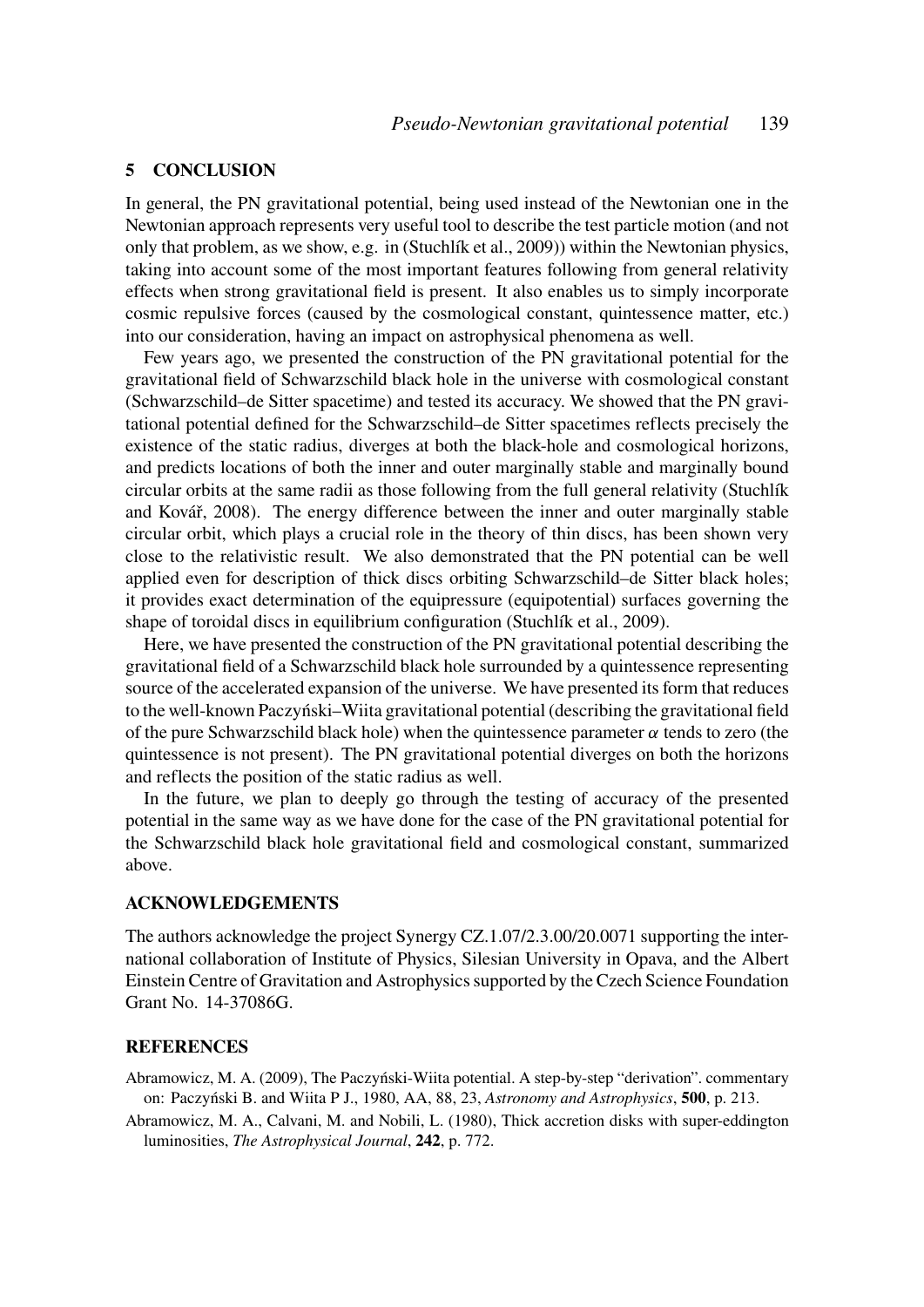## 5 CONCLUSION

In general, the PN gravitational potential, being used instead of the Newtonian one in the Newtonian approach represents very useful tool to describe the test particle motion (and not only that problem, as we show, e.g. in (Stuchlík et al., 2009)) within the Newtonian physics, taking into account some of the most important features following from general relativity effects when strong gravitational field is present. It also enables us to simply incorporate cosmic repulsive forces (caused by the cosmological constant, quintessence matter, etc.) into our consideration, having an impact on astrophysical phenomena as well.

Few years ago, we presented the construction of the PN gravitational potential for the gravitational field of Schwarzschild black hole in the universe with cosmological constant (Schwarzschild–de Sitter spacetime) and tested its accuracy. We showed that the PN gravitational potential defined for the Schwarzschild–de Sitter spacetimes reflects precisely the existence of the static radius, diverges at both the black-hole and cosmological horizons, and predicts locations of both the inner and outer marginally stable and marginally bound circular orbits at the same radii as those following from the full general relativity (Stuchlík and Kovář, 2008). The energy difference between the inner and outer marginally stable circular orbit, which plays a crucial role in the theory of thin discs, has been shown very close to the relativistic result. We also demonstrated that the PN potential can be well applied even for description of thick discs orbiting Schwarzschild–de Sitter black holes; it provides exact determination of the equipressure (equipotential) surfaces governing the shape of toroidal discs in equilibrium configuration (Stuchlík et al., 2009).

Here, we have presented the construction of the PN gravitational potential describing the gravitational field of a Schwarzschild black hole surrounded by a quintessence representing source of the accelerated expansion of the universe. We have presented its form that reduces to the well-known Paczyński–Wiita gravitational potential (describing the gravitational field of the pure Schwarzschild black hole) when the quintessence parameter $\alpha$ tends to zero (the quintessence is not present). The PN gravitational potential diverges on both the horizons and reflects the position of the static radius as well.

In the future, we plan to deeply go through the testing of accuracy of the presented potential in the same way as we have done for the case of the PN gravitational potential for the Schwarzschild black hole gravitational field and cosmological constant, summarized above.

## ACKNOWLEDGEMENTS

The authors acknowledge the project Synergy CZ.1.07/2.3.00/20.0071 supporting the international collaboration of Institute of Physics, Silesian University in Opava, and the Albert Einstein Centre of Gravitation and Astrophysics supported by the Czech Science Foundation Grant No. 14-37086G.

## REFERENCES

Abramowicz, M. A. (2009), The Paczyński-Wiita potential. A step-by-step "derivation". commentary on: Paczyński B. and Wiita P J., 1980, AA, 88, 23, *Astronomy and Astrophysics*, **500**, p. 213.

Abramowicz, M. A., Calvani, M. and Nobili, L. (1980), Thick accretion disks with super-eddington luminosities, *The Astrophysical Journal*, **242**, p. 772.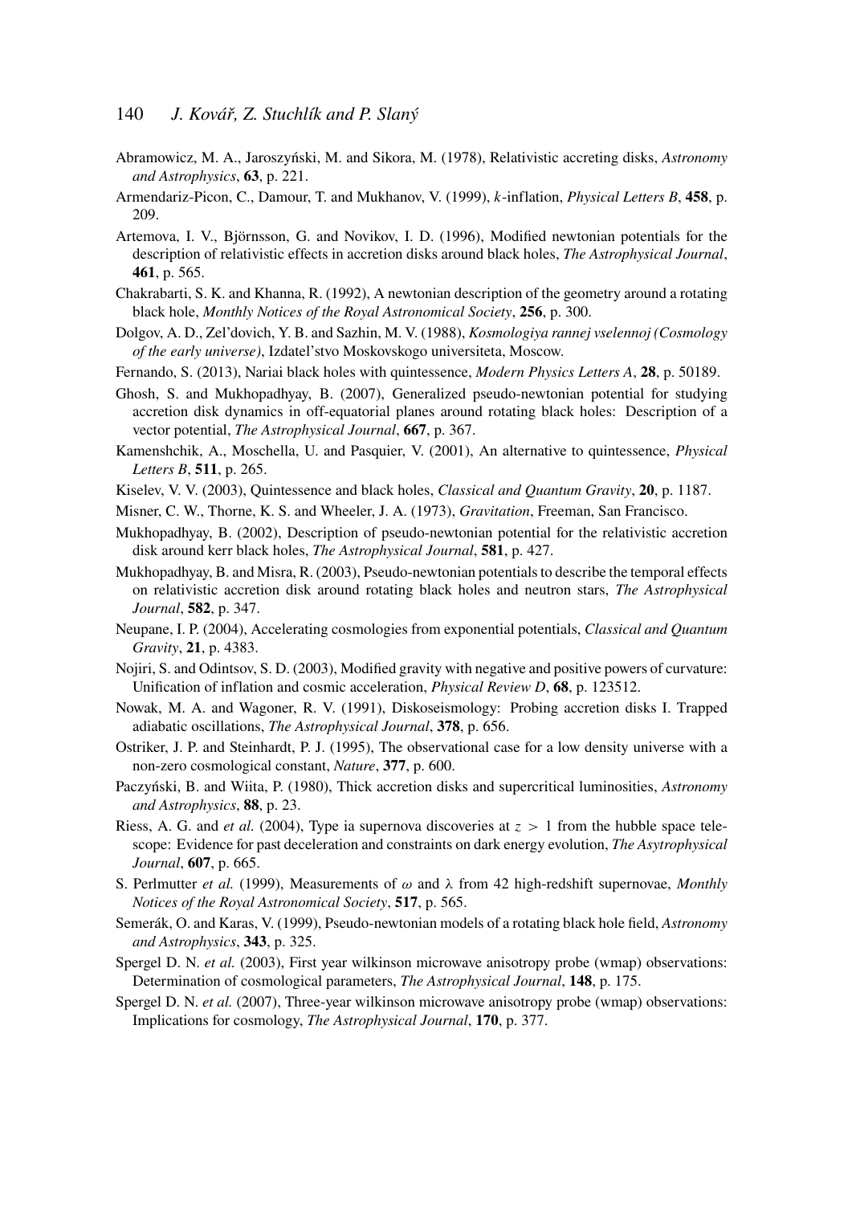Abramowicz, M. A., Jaroszyński, M. and Sikora, M. (1978), Relativistic accreting disks, *Astronomy and Astrophysics*, **63**, p. 221.

Armendariz-Picon, C., Damour, T. and Mukhanov, V. (1999), $k$-inflation, *Physical Letters B*, **458**, p. 209.

Artemova, I. V., Björnsson, G. and Novikov, I. D. (1996), Modified newtonian potentials for the description of relativistic effects in accretion disks around black holes, *The Astrophysical Journal*, **461**, p. 565.

Chakrabarti, S. K. and Khanna, R. (1992), A newtonian description of the geometry around a rotating black hole, *Monthly Notices of the Royal Astronomical Society*, **256**, p. 300.

Dolgov, A. D., Zel'dovich, Y. B. and Sazhin, M. V. (1988), *Kosmologiya rannej vselennoj (Cosmology of the early universe)*, Izdatel'stvo Moskovskogo universiteta, Moscow.

Fernando, S. (2013), Nariai black holes with quintessence, *Modern Physics Letters A*, **28**, p. 50189.

Ghosh, S. and Mukhopadhyay, B. (2007), Generalized pseudo-newtonian potential for studying accretion disk dynamics in off-equatorial planes around rotating black holes: Description of a vector potential, *The Astrophysical Journal*, **667**, p. 367.

Kamenshchik, A., Moschella, U. and Pasquier, V. (2001), An alternative to quintessence, *Physical Letters B*, **511**, p. 265.

Kiselev, V. V. (2003), Quintessence and black holes, *Classical and Quantum Gravity*, **20**, p. 1187.

Misner, C. W., Thorne, K. S. and Wheeler, J. A. (1973), *Gravitation*, Freeman, San Francisco.

Mukhopadhyay, B. (2002), Description of pseudo-newtonian potential for the relativistic accretion disk around kerr black holes, *The Astrophysical Journal*, **581**, p. 427.

Mukhopadhyay, B. and Misra, R. (2003), Pseudo-newtonian potentials to describe the temporal effects on relativistic accretion disk around rotating black holes and neutron stars, *The Astrophysical Journal*, **582**, p. 347.

Neupane, I. P. (2004), Accelerating cosmologies from exponential potentials, *Classical and Quantum Gravity*, **21**, p. 4383.

Nojiri, S. and Odintsov, S. D. (2003), Modified gravity with negative and positive powers of curvature: Unification of inflation and cosmic acceleration, *Physical Review D*, **68**, p. 123512.

Nowak, M. A. and Wagoner, R. V. (1991), Diskoseismology: Probing accretion disks I. Trapped adiabatic oscillations, *The Astrophysical Journal*, **378**, p. 656.

Ostriker, J. P. and Steinhardt, P. J. (1995), The observational case for a low density universe with a non-zero cosmological constant, *Nature*, **377**, p. 600.

Paczyński, B. and Wiita, P. (1980), Thick accretion disks and supercritical luminosities, *Astronomy and Astrophysics*, **88**, p. 23.

Riess, A. G. and *et al.* (2004), Type ia supernova discoveries at $z > 1$ from the hubble space telescope: Evidence for past deceleration and constraints on dark energy evolution, *The Asytrophysical Journal*, **607**, p. 665.

S. Perlmutter *et al.* (1999), Measurements of $\omega$ and $\lambda$ from 42 high-redshift supernovae, *Monthly Notices of the Royal Astronomical Society*, **517**, p. 565.

Semerák, O. and Karas, V. (1999), Pseudo-newtonian models of a rotating black hole field, *Astronomy and Astrophysics*, **343**, p. 325.

Spergel D. N. *et al.* (2003), First year wilkinson microwave anisotropy probe (wmap) observations: Determination of cosmological parameters, *The Astrophysical Journal*, **148**, p. 175.

Spergel D. N. *et al.* (2007), Three-year wilkinson microwave anisotropy probe (wmap) observations: Implications for cosmology, *The Astrophysical Journal*, **170**, p. 377.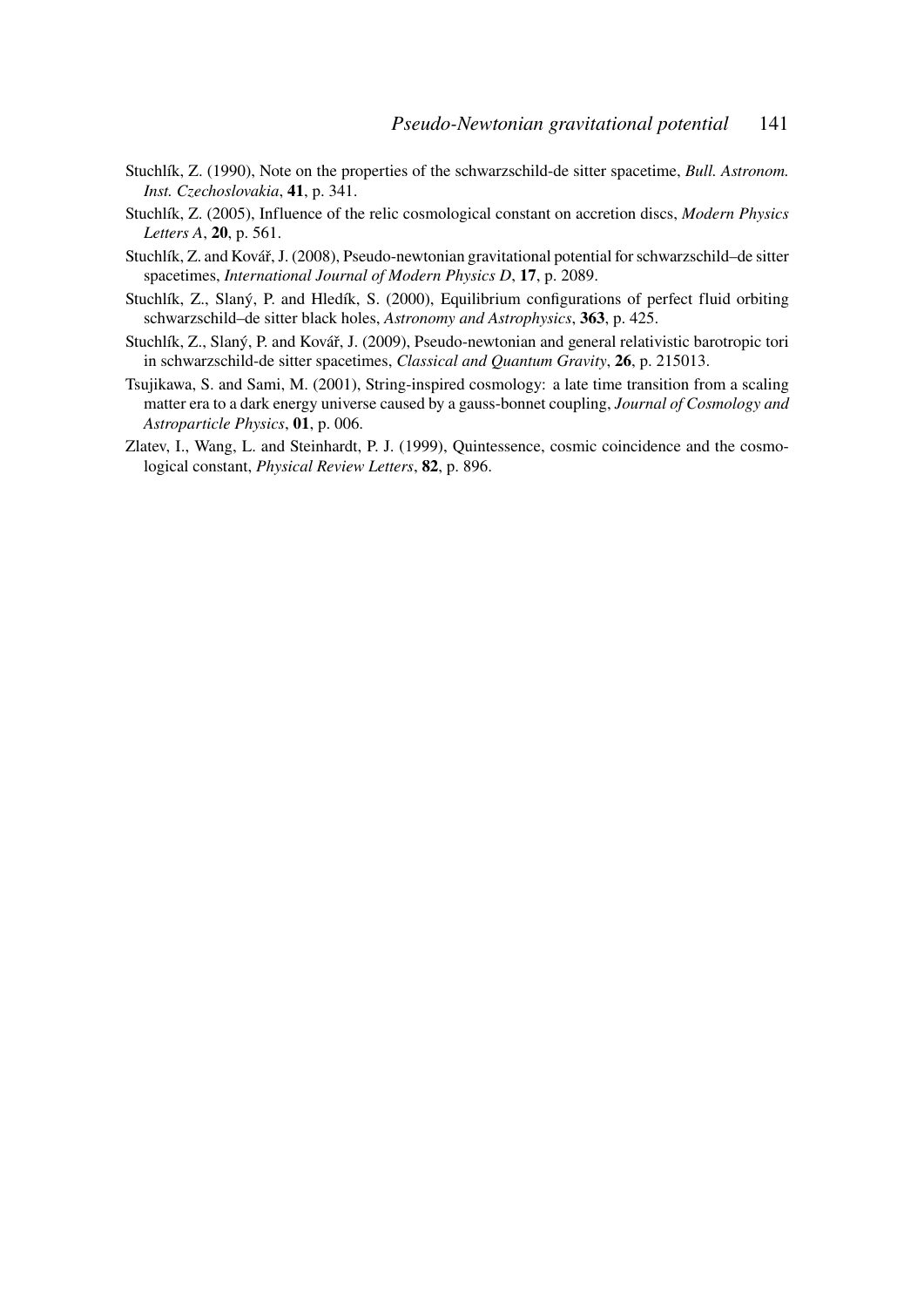Stuchlík, Z. (1990), Note on the properties of the schwarzschild-de sitter spacetime, *Bull. Astronom. Inst. Czechoslovakia*, **41**, p. 341.

Stuchlík, Z. (2005), Influence of the relic cosmological constant on accretion discs, *Modern Physics Letters A*, **20**, p. 561.

Stuchlík, Z. and Kovář, J. (2008), Pseudo-newtonian gravitational potential for schwarzschild–de sitter spacetimes, *International Journal of Modern Physics D*, **17**, p. 2089.

Stuchlík, Z., Slaný, P. and Hledík, S. (2000), Equilibrium configurations of perfect fluid orbiting schwarzschild–de sitter black holes, *Astronomy and Astrophysics*, **363**, p. 425.

Stuchlík, Z., Slaný, P. and Kovář, J. (2009), Pseudo-newtonian and general relativistic barotropic tori in schwarzschild-de sitter spacetimes, *Classical and Quantum Gravity*, **26**, p. 215013.

Tsujikawa, S. and Sami, M. (2001), String-inspired cosmology: a late time transition from a scaling matter era to a dark energy universe caused by a gauss-bonnet coupling, *Journal of Cosmology and Astroparticle Physics*, **01**, p. 006.

Zlatev, I., Wang, L. and Steinhardt, P. J. (1999), Quintessence, cosmic coincidence and the cosmological constant, *Physical Review Letters*, **82**, p. 896.